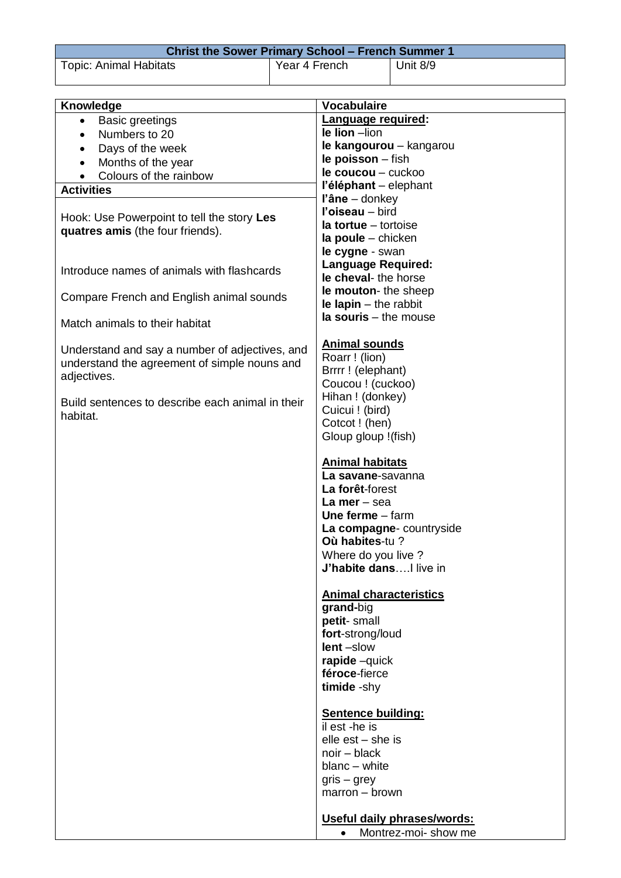| Christ the Sower Primary School – French Summer 1 | | |
|---|---|---|
| Topic: Animal Habitats | Year 4 French | Unit 8/9 |

| Knowledge | Vocabulaire |
|---|---|
| • Basic greetings<br>• Numbers to 20<br>• Days of the week<br>• Months of the year<br>• Colours of the rainbow<br><br>**Activities**<br><br>Hook: Use Powerpoint to tell the story **Les quatres amis** (the four friends).<br><br>Introduce names of animals with flashcards<br><br>Compare French and English animal sounds<br><br>Match animals to their habitat<br><br>Understand and say a number of adjectives, and understand the agreement of simple nouns and adjectives.<br><br>Build sentences to describe each animal in their habitat. | **Language required:**<br>**le lion** –lion<br>**le kangourou** – kangarou<br>**le poisson** – fish<br>**le coucou** – cuckoo<br>**l'éléphant** – elephant<br>**l'âne** – donkey<br>**l'oiseau** – bird<br>**la tortue** – tortoise<br>**la poule** – chicken<br>**le cygne** - swan<br>**Language Required:**<br>**le cheval**- the horse<br>**le mouton**- the sheep<br>**le lapin** – the rabbit<br>**la souris** – the mouse<br><br>**Animal sounds**<br>Roarr ! (lion)<br>Brrrr ! (elephant)<br>Coucou ! (cuckoo)<br>Hihan ! (donkey)<br>Cuicui ! (bird)<br>Cotcot ! (hen)<br>Gloup gloup !(fish)<br><br>**Animal habitats**<br>**La savane**-savanna<br>**La forêt**-forest<br>**La mer** – sea<br>**Une ferme** – farm<br>**La compagne**- countryside<br>**Où habites**-tu ?<br>Where do you live ?<br>**J'habite dans**….I live in<br><br>**Animal characteristics**<br>**grand**-big<br>**petit**- small<br>**fort**-strong/loud<br>**lent** –slow<br>**rapide** –quick<br>**féroce**-fierce<br>**timide** -shy<br><br>**Sentence building:**<br>il est -he is<br>elle est – she is<br>noir – black<br>blanc – white<br>gris – grey<br>marron – brown<br><br>**Useful daily phrases/words:**<br>• Montrez-moi- show me |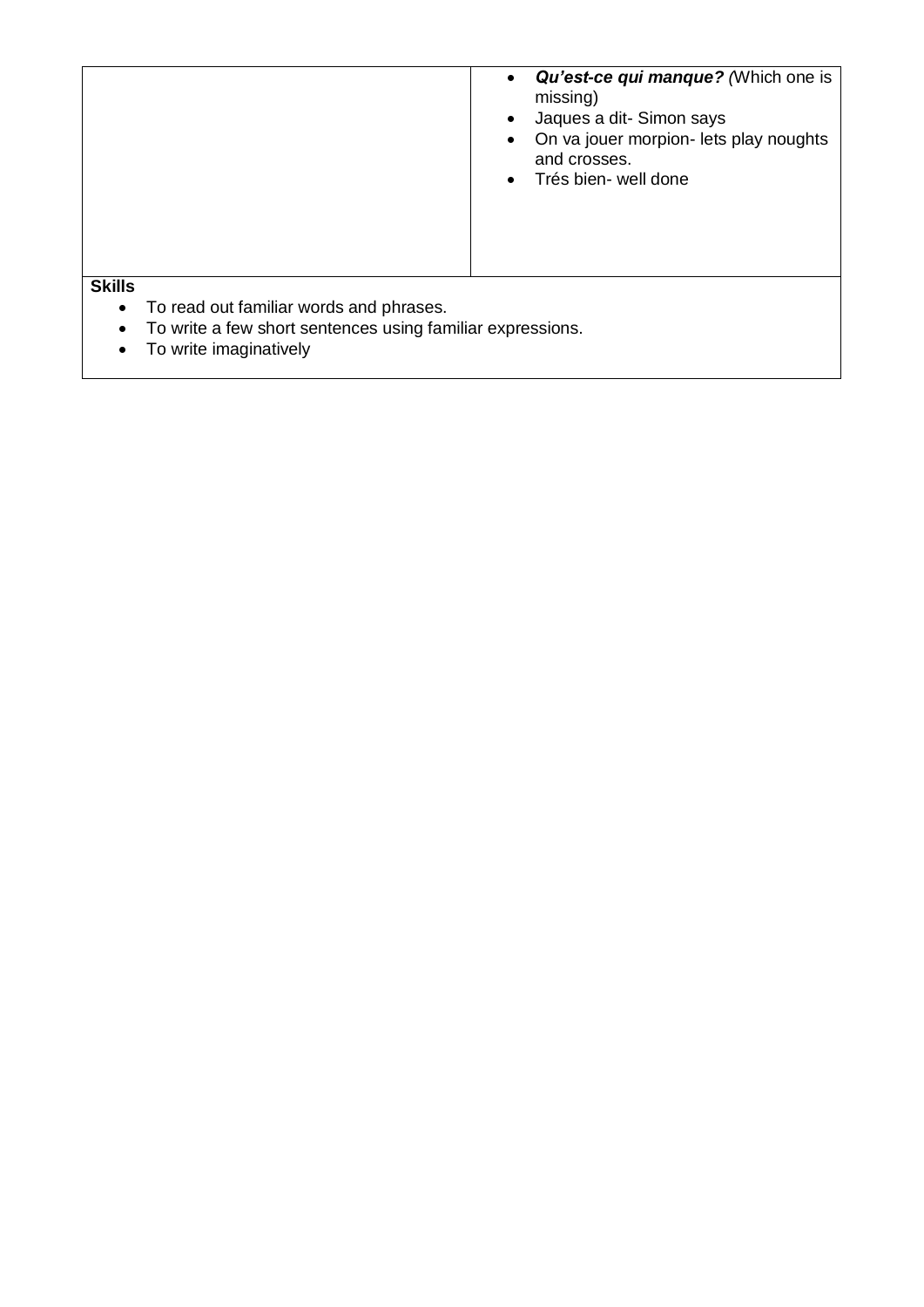| | |
|---|---|
| | • ***Qu'est-ce qui manque?*** (Which one is missing)<br>• Jaques a dit- Simon says<br>• On va jouer morpion- lets play noughts and crosses.<br>• Trés bien- well done |

**Skills**

- To read out familiar words and phrases.
- To write a few short sentences using familiar expressions.
- To write imaginatively